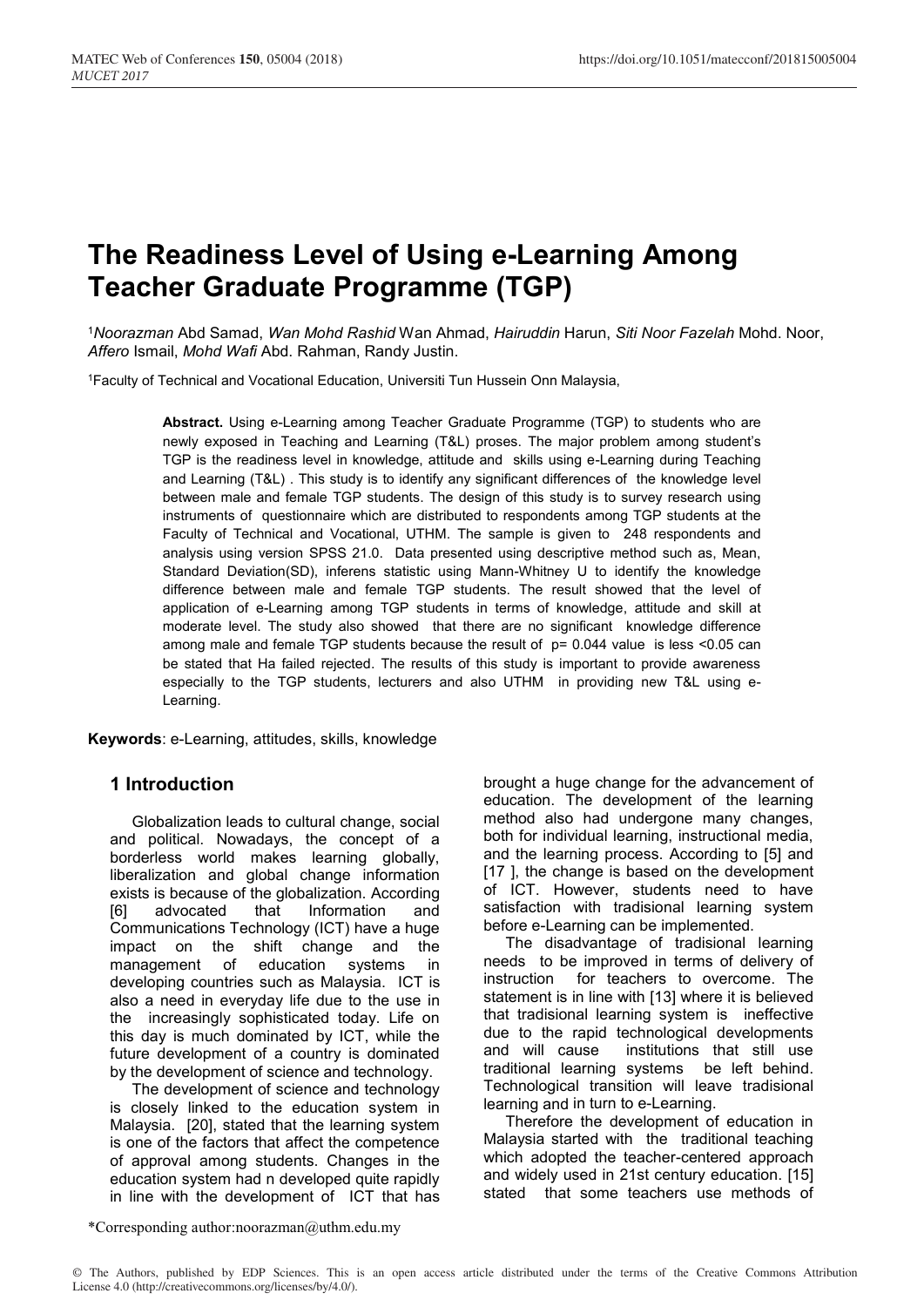# The Readiness Level of Using e-Learning Among Teacher Graduate Programme (TGP)

[1]*Noorazman* Abd Samad, *Wan Mohd Rashid* Wan Ahmad, *Hairuddin* Harun, *Siti Noor Fazelah* Mohd. Noor, *Affero* Ismail, *Mohd Wafi* Abd. Rahman, Randy Justin.

[1]Faculty of Technical and Vocational Education, Universiti Tun Hussein Onn Malaysia,

**Abstract.** Using e-Learning among Teacher Graduate Programme (TGP) to students who are newly exposed in Teaching and Learning (T&L) proses. The major problem among student's TGP is the readiness level in knowledge, attitude and skills using e-Learning during Teaching and Learning (T&L) . This study is to identify any significant differences of the knowledge level between male and female TGP students. The design of this study is to survey research using instruments of questionnaire which are distributed to respondents among TGP students at the Faculty of Technical and Vocational, UTHM. The sample is given to 248 respondents and analysis using version SPSS 21.0. Data presented using descriptive method such as, Mean, Standard Deviation(SD), inferens statistic using Mann-Whitney U to identify the knowledge difference between male and female TGP students. The result showed that the level of application of e-Learning among TGP students in terms of knowledge, attitude and skill at moderate level. The study also showed that there are no significant knowledge difference among male and female TGP students because the result of p= 0.044 value is less <0.05 can be stated that Ha failed rejected. The results of this study is important to provide awareness especially to the TGP students, lecturers and also UTHM in providing new T&L using e-Learning.

**Keywords**: e-Learning, attitudes, skills, knowledge

## 1 Introduction

Globalization leads to cultural change, social and political. Nowadays, the concept of a borderless world makes learning globally, liberalization and global change information exists is because of the globalization. According [6] advocated that Information and Communications Technology (ICT) have a huge impact on the shift change and the management of education systems in developing countries such as Malaysia. ICT is also a need in everyday life due to the use in the increasingly sophisticated today. Life on this day is much dominated by ICT, while the future development of a country is dominated by the development of science and technology.

The development of science and technology is closely linked to the education system in Malaysia. [20], stated that the learning system is one of the factors that affect the competence of approval among students. Changes in the education system had n developed quite rapidly in line with the development of ICT that has brought a huge change for the advancement of education. The development of the learning method also had undergone many changes, both for individual learning, instructional media, and the learning process. According to [5] and [17 ], the change is based on the development of ICT. However, students need to have satisfaction with tradisional learning system before e-Learning can be implemented.

The disadvantage of tradisional learning needs to be improved in terms of delivery of instruction for teachers to overcome. The statement is in line with [13] where it is believed that tradisional learning system is ineffective due to the rapid technological developments and will cause institutions that still use traditional learning systems be left behind. Technological transition will leave tradisional learning and in turn to e-Learning.

Therefore the development of education in Malaysia started with the traditional teaching which adopted the teacher-centered approach and widely used in 21st century education. [15] stated that some teachers use methods of

*Corresponding author:noorazman@uthm.edu.my

© The Authors, published by EDP Sciences. This is an open access article distributed under the terms of the Creative Commons Attribution License 4.0 (http://creativecommons.org/licenses/by/4.0/).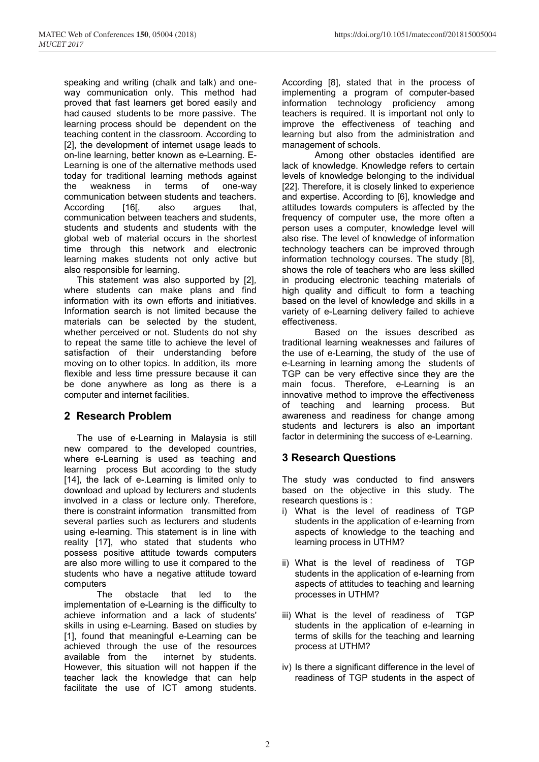speaking and writing (chalk and talk) and one-way communication only. This method had proved that fast learners get bored easily and had caused students to be more passive. The learning process should be dependent on the teaching content in the classroom. According to [2], the development of internet usage leads to on-line learning, better known as e-Learning. E-Learning is one of the alternative methods used today for traditional learning methods against the weakness in terms of one-way communication between students and teachers. According [16[, also argues that, communication between teachers and students, students and students and students with the global web of material occurs in the shortest time through this network and electronic learning makes students not only active but also responsible for learning.

This statement was also supported by [2], where students can make plans and find information with its own efforts and initiatives. Information search is not limited because the materials can be selected by the student, whether perceived or not. Students do not shy to repeat the same title to achieve the level of satisfaction of their understanding before moving on to other topics. In addition, its more flexible and less time pressure because it can be done anywhere as long as there is a computer and internet facilities.

## 2 Research Problem

The use of e-Learning in Malaysia is still new compared to the developed countries, where e-Learning is used as teaching and learning process But according to the study [14], the lack of e-.Learning is limited only to download and upload by lecturers and students involved in a class or lecture only. Therefore, there is constraint information transmitted from several parties such as lecturers and students using e-learning. This statement is in line with reality [17], who stated that students who possess positive attitude towards computers are also more willing to use it compared to the students who have a negative attitude toward computers

The obstacle that led to the implementation of e-Learning is the difficulty to achieve information and a lack of students' skills in using e-Learning. Based on studies by [1], found that meaningful e-Learning can be achieved through the use of the resources available from the internet by students. However, this situation will not happen if the teacher lack the knowledge that can help facilitate the use of ICT among students. According [8], stated that in the process of implementing a program of computer-based information technology proficiency among teachers is required. It is important not only to improve the effectiveness of teaching and learning but also from the administration and management of schools.

Among other obstacles identified are lack of knowledge. Knowledge refers to certain levels of knowledge belonging to the individual [22]. Therefore, it is closely linked to experience and expertise. According to [6], knowledge and attitudes towards computers is affected by the frequency of computer use, the more often a person uses a computer, knowledge level will also rise. The level of knowledge of information technology teachers can be improved through information technology courses. The study [8], shows the role of teachers who are less skilled in producing electronic teaching materials of high quality and difficult to form a teaching based on the level of knowledge and skills in a variety of e-Learning delivery failed to achieve effectiveness.

Based on the issues described as traditional learning weaknesses and failures of the use of e-Learning, the study of the use of e-Learning in learning among the students of TGP can be very effective since they are the main focus. Therefore, e-Learning is an innovative method to improve the effectiveness of teaching and learning process. But awareness and readiness for change among students and lecturers is also an important factor in determining the success of e-Learning.

## 3 Research Questions

The study was conducted to find answers based on the objective in this study. The research questions is :

i) What is the level of readiness of TGP students in the application of e-learning from aspects of knowledge to the teaching and learning process in UTHM?

ii) What is the level of readiness of TGP students in the application of e-learning from aspects of attitudes to teaching and learning processes in UTHM?

iii) What is the level of readiness of TGP students in the application of e-learning in terms of skills for the teaching and learning process at UTHM?

iv) Is there a significant difference in the level of readiness of TGP students in the aspect of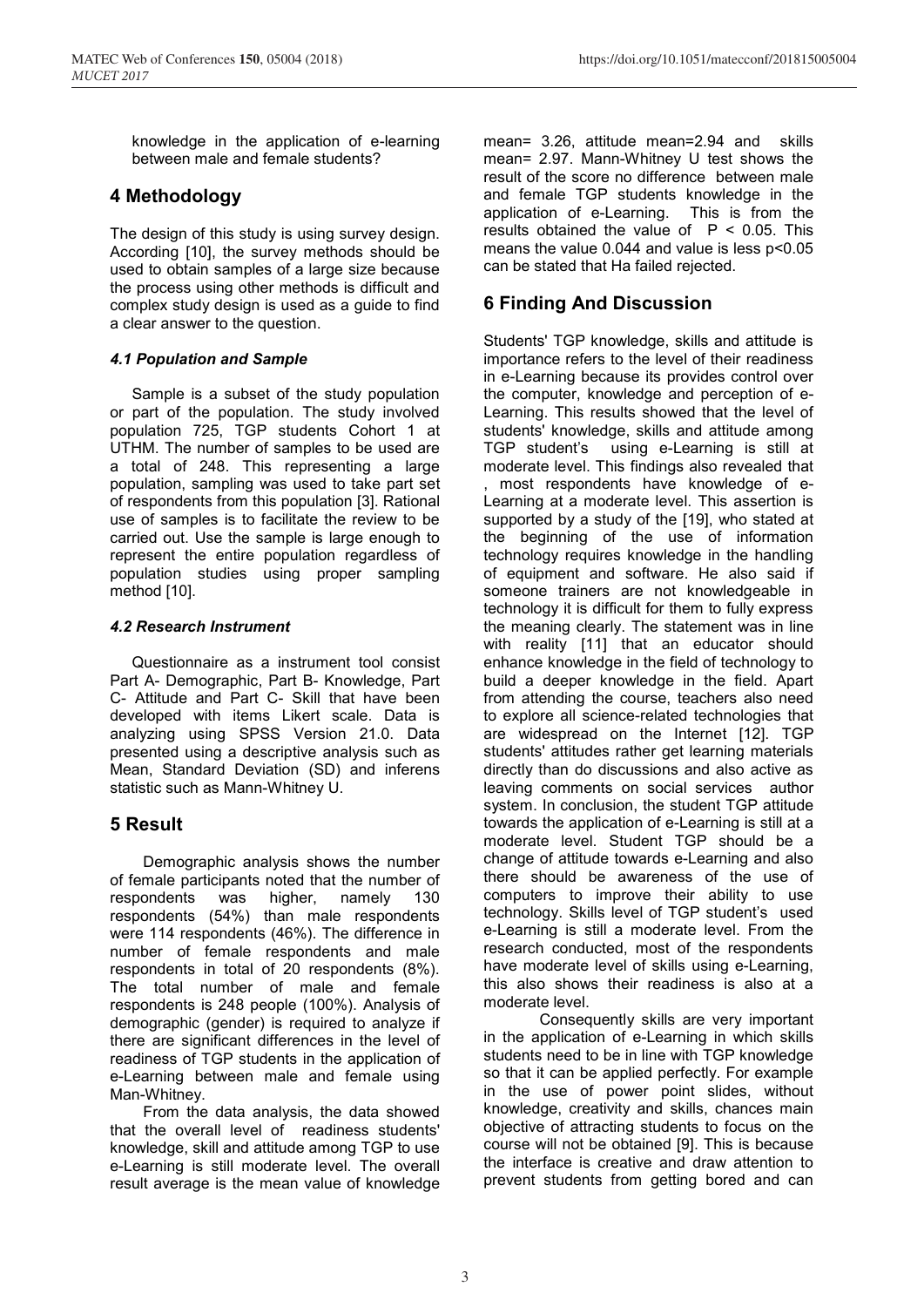knowledge in the application of e-learning between male and female students?

## 4 Methodology

The design of this study is using survey design. According [10], the survey methods should be used to obtain samples of a large size because the process using other methods is difficult and complex study design is used as a guide to find a clear answer to the question.

### *4.1 Population and Sample*

Sample is a subset of the study population or part of the population. The study involved population 725, TGP students Cohort 1 at UTHM. The number of samples to be used are a total of 248. This representing a large population, sampling was used to take part set of respondents from this population [3]. Rational use of samples is to facilitate the review to be carried out. Use the sample is large enough to represent the entire population regardless of population studies using proper sampling method [10].

### *4.2 Research Instrument*

Questionnaire as a instrument tool consist Part A- Demographic, Part B- Knowledge, Part C- Attitude and Part C- Skill that have been developed with items Likert scale. Data is analyzing using SPSS Version 21.0. Data presented using a descriptive analysis such as Mean, Standard Deviation (SD) and inferens statistic such as Mann-Whitney U.

## 5 Result

Demographic analysis shows the number of female participants noted that the number of respondents was higher, namely 130 respondents (54%) than male respondents were 114 respondents (46%). The difference in number of female respondents and male respondents in total of 20 respondents (8%). The total number of male and female respondents is 248 people (100%). Analysis of demographic (gender) is required to analyze if there are significant differences in the level of readiness of TGP students in the application of e-Learning between male and female using Man-Whitney.

From the data analysis, the data showed that the overall level of readiness students' knowledge, skill and attitude among TGP to use e-Learning is still moderate level. The overall result average is the mean value of knowledge mean= 3.26, attitude mean=2.94 and skills mean= 2.97. Mann-Whitney U test shows the result of the score no difference between male and female TGP students knowledge in the application of e-Learning. This is from the results obtained the value of $P < 0.05$. This means the value 0.044 and value is less $p<0.05$ can be stated that Ha failed rejected.

## 6 Finding And Discussion

Students' TGP knowledge, skills and attitude is importance refers to the level of their readiness in e-Learning because its provides control over the computer, knowledge and perception of e-Learning. This results showed that the level of students' knowledge, skills and attitude among TGP student's using e-Learning is still at moderate level. This findings also revealed that , most respondents have knowledge of e-Learning at a moderate level. This assertion is supported by a study of the [19], who stated at the beginning of the use of information technology requires knowledge in the handling of equipment and software. He also said if someone trainers are not knowledgeable in technology it is difficult for them to fully express the meaning clearly. The statement was in line with reality [11] that an educator should enhance knowledge in the field of technology to build a deeper knowledge in the field. Apart from attending the course, teachers also need to explore all science-related technologies that are widespread on the Internet [12]. TGP students' attitudes rather get learning materials directly than do discussions and also active as leaving comments on social services author system. In conclusion, the student TGP attitude towards the application of e-Learning is still at a moderate level. Student TGP should be a change of attitude towards e-Learning and also there should be awareness of the use of computers to improve their ability to use technology. Skills level of TGP student's used e-Learning is still a moderate level. From the research conducted, most of the respondents have moderate level of skills using e-Learning, this also shows their readiness is also at a moderate level.

Consequently skills are very important in the application of e-Learning in which skills students need to be in line with TGP knowledge so that it can be applied perfectly. For example in the use of power point slides, without knowledge, creativity and skills, chances main objective of attracting students to focus on the course will not be obtained [9]. This is because the interface is creative and draw attention to prevent students from getting bored and can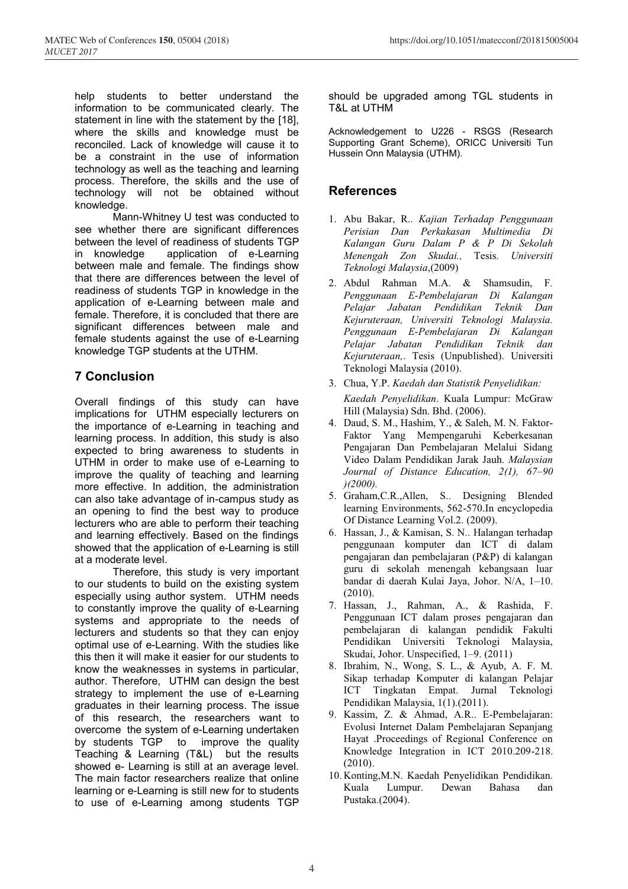help students to better understand the information to be communicated clearly. The statement in line with the statement by the [18], where the skills and knowledge must be reconciled. Lack of knowledge will cause it to be a constraint in the use of information technology as well as the teaching and learning process. Therefore, the skills and the use of technology will not be obtained without knowledge.

Mann-Whitney U test was conducted to see whether there are significant differences between the level of readiness of students TGP in knowledge application of e-Learning between male and female. The findings show that there are differences between the level of readiness of students TGP in knowledge in the application of e-Learning between male and female. Therefore, it is concluded that there are significant differences between male and female students against the use of e-Learning knowledge TGP students at the UTHM.

## 7 Conclusion

Overall findings of this study can have implications for UTHM especially lecturers on the importance of e-Learning in teaching and learning process. In addition, this study is also expected to bring awareness to students in UTHM in order to make use of e-Learning to improve the quality of teaching and learning more effective. In addition, the administration can also take advantage of in-campus study as an opening to find the best way to produce lecturers who are able to perform their teaching and learning effectively. Based on the findings showed that the application of e-Learning is still at a moderate level.

Therefore, this study is very important to our students to build on the existing system especially using author system. UTHM needs to constantly improve the quality of e-Learning systems and appropriate to the needs of lecturers and students so that they can enjoy optimal use of e-Learning. With the studies like this then it will make it easier for our students to know the weaknesses in systems in particular, author. Therefore, UTHM can design the best strategy to implement the use of e-Learning graduates in their learning process. The issue of this research, the researchers want to overcome the system of e-Learning undertaken by students TGP to improve the quality Teaching & Learning (T&L) but the results showed e- Learning is still at an average level. The main factor researchers realize that online learning or e-Learning is still new for to students to use of e-Learning among students TGP should be upgraded among TGL students in T&L at UTHM

Acknowledgement to U226 - RSGS (Research Supporting Grant Scheme), ORICC Universiti Tun Hussein Onn Malaysia (UTHM).

## References

1. Abu Bakar, R.. *Kajian Terhadap Penggunaan Perisian Dan Perkakasan Multimedia Di Kalangan Guru Dalam P & P Di Sekolah Menengah Zon Skudai.,* Tesis. *Universiti Teknologi Malaysia*,(2009)
2. Abdul Rahman M.A. & Shamsudin, F. *Penggunaan E-Pembelajaran Di Kalangan Pelajar Jabatan Pendidikan Teknik Dan Kejuruteraan, Universiti Teknologi Malaysia. Penggunaan E-Pembelajaran Di Kalangan Pelajar Jabatan Pendidikan Teknik dan Kejuruteraan,.* Tesis (Unpublished). Universiti Teknologi Malaysia (2010).
3. Chua, Y.P. *Kaedah dan Statistik Penyelidikan: Kaedah Penyelidikan*. Kuala Lumpur: McGraw Hill (Malaysia) Sdn. Bhd. (2006).
4. Daud, S. M., Hashim, Y., & Saleh, M. N. Faktor-Faktor Yang Mempengaruhi Keberkesanan Pengajaran Dan Pembelajaran Melalui Sidang Video Dalam Pendidikan Jarak Jauh. *Malaysian Journal of Distance Education, 2(1), 67–90 )(2000).*
5. Graham,C.R.,Allen, S.. Designing Blended learning Environments, 562-570.In encyclopedia Of Distance Learning Vol.2. (2009).
6. Hassan, J., & Kamisan, S. N.. Halangan terhadap penggunaan komputer dan ICT di dalam pengajaran dan pembelajaran (P&P) di kalangan guru di sekolah menengah kebangsaan luar bandar di daerah Kulai Jaya, Johor. N/A, 1–10. (2010).
7. Hassan, J., Rahman, A., & Rashida, F. Penggunaan ICT dalam proses pengajaran dan pembelajaran di kalangan pendidik Fakulti Pendidikan Universiti Teknologi Malaysia, Skudai, Johor. Unspecified, 1–9. (2011)
8. Ibrahim, N., Wong, S. L., & Ayub, A. F. M. Sikap terhadap Komputer di kalangan Pelajar ICT Tingkatan Empat. Jurnal Teknologi Pendidikan Malaysia, 1(1).(2011).
9. Kassim, Z. & Ahmad, A.R.. E-Pembelajaran: Evolusi Internet Dalam Pembelajaran Sepanjang Hayat .Proceedings of Regional Conference on Knowledge Integration in ICT 2010.209-218. (2010).
10. Konting,M.N. Kaedah Penyelidikan Pendidikan. Kuala Lumpur. Dewan Bahasa dan Pustaka.(2004).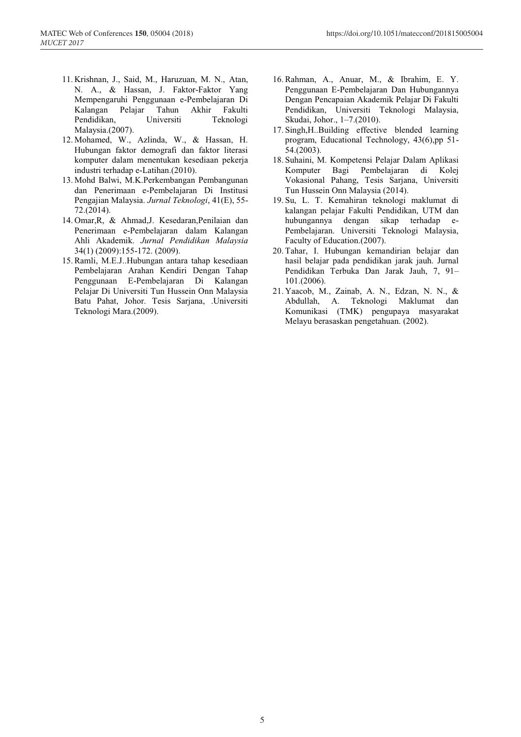11. Krishnan, J., Said, M., Haruzuan, M. N., Atan, N. A., & Hassan, J. Faktor-Faktor Yang Mempengaruhi Penggunaan e-Pembelajaran Di Kalangan Pelajar Tahun Akhir Fakulti Pendidikan, Universiti Teknologi Malaysia.(2007).
12. Mohamed, W., Azlinda, W., & Hassan, H. Hubungan faktor demografi dan faktor literasi komputer dalam menentukan kesediaan pekerja industri terhadap e-Latihan.(2010).
13. Mohd Balwi, M.K.Perkembangan Pembangunan dan Penerimaan e-Pembelajaran Di Institusi Pengajian Malaysia. *Jurnal Teknologi*, 41(E), 55-72.(2014).
14. Omar,R, & Ahmad,J. Kesedaran,Penilaian dan Penerimaan e-Pembelajaran dalam Kalangan Ahli Akademik. *Jurnal Pendidikan Malaysia* 34(1) (2009):155-172. (2009).
15. Ramli, M.E.J..Hubungan antara tahap kesediaan Pembelajaran Arahan Kendiri Dengan Tahap Penggunaan E-Pembelajaran Di Kalangan Pelajar Di Universiti Tun Hussein Onn Malaysia Batu Pahat, Johor. Tesis Sarjana, .Universiti Teknologi Mara.(2009).
16. Rahman, A., Anuar, M., & Ibrahim, E. Y. Penggunaan E-Pembelajaran Dan Hubungannya Dengan Pencapaian Akademik Pelajar Di Fakulti Pendidikan, Universiti Teknologi Malaysia, Skudai, Johor., 1–7.(2010).
17. Singh,H..Building effective blended learning program, Educational Technology, 43(6),pp 51-54.(2003).
18. Suhaini, M. Kompetensi Pelajar Dalam Aplikasi Komputer Bagi Pembelajaran di Kolej Vokasional Pahang, Tesis Sarjana, Universiti Tun Hussein Onn Malaysia (2014).
19. Su, L. T. Kemahiran teknologi maklumat di kalangan pelajar Fakulti Pendidikan, UTM dan hubungannya dengan sikap terhadap e-Pembelajaran. Universiti Teknologi Malaysia, Faculty of Education.(2007).
20. Tahar, I. Hubungan kemandirian belajar dan hasil belajar pada pendidikan jarak jauh. Jurnal Pendidikan Terbuka Dan Jarak Jauh, 7, 91–101.(2006).
21. Yaacob, M., Zainab, A. N., Edzan, N. N., & Abdullah, A. Teknologi Maklumat dan Komunikasi (TMK) pengupaya masyarakat Melayu berasaskan pengetahuan. (2002).